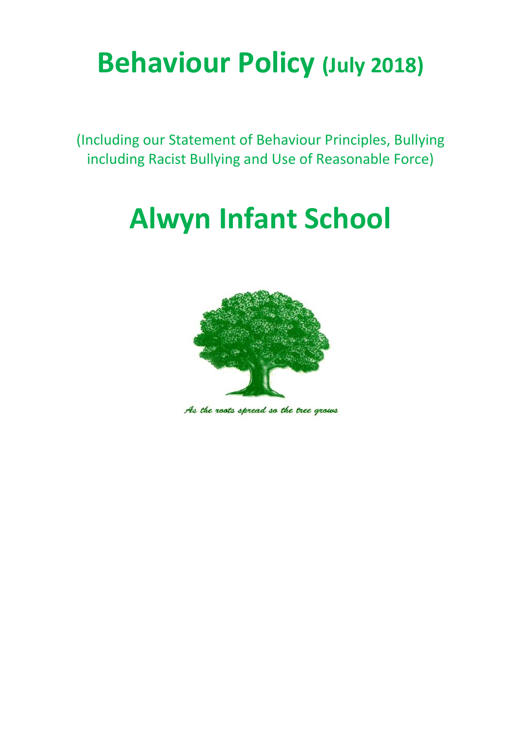# Behaviour Policy (July 2018)

(Including our Statement of Behaviour Principles, Bullying including Racist Bullying and Use of Reasonable Force)

# Alwyn Infant School

*As the roots spread so the tree grows*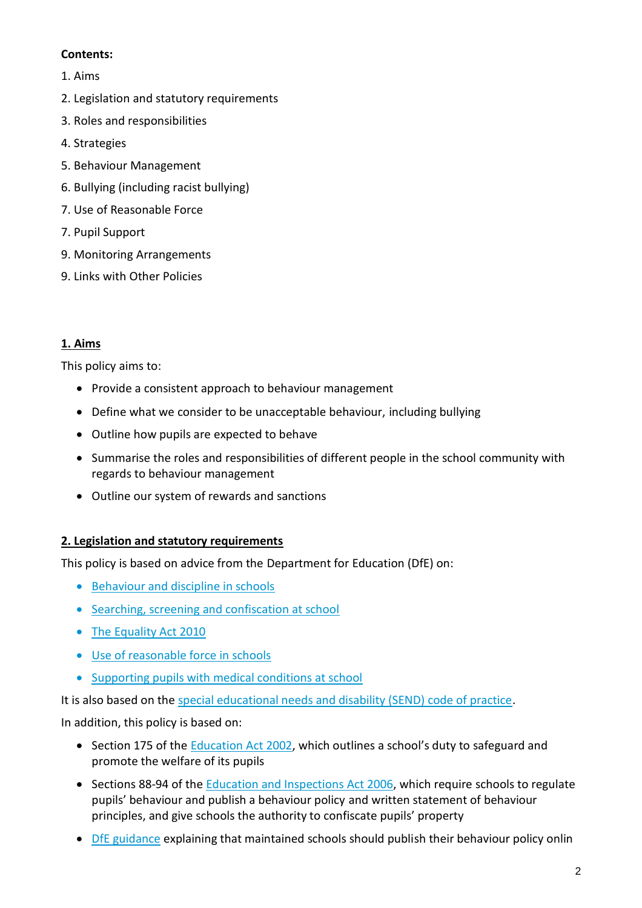**Contents:**

1. Aims
2. Legislation and statutory requirements
3. Roles and responsibilities
4. Strategies
5. Behaviour Management
6. Bullying (including racist bullying)
7. Use of Reasonable Force
7. Pupil Support
9. Monitoring Arrangements
9. Links with Other Policies

## 1. Aims

This policy aims to:

- Provide a consistent approach to behaviour management
- Define what we consider to be unacceptable behaviour, including bullying
- Outline how pupils are expected to behave
- Summarise the roles and responsibilities of different people in the school community with regards to behaviour management
- Outline our system of rewards and sanctions

## 2. Legislation and statutory requirements

This policy is based on advice from the Department for Education (DfE) on:

- Behaviour and discipline in schools
- Searching, screening and confiscation at school
- The Equality Act 2010
- Use of reasonable force in schools
- Supporting pupils with medical conditions at school

It is also based on the special educational needs and disability (SEND) code of practice.

In addition, this policy is based on:

- Section 175 of the Education Act 2002, which outlines a school's duty to safeguard and promote the welfare of its pupils
- Sections 88-94 of the Education and Inspections Act 2006, which require schools to regulate pupils' behaviour and publish a behaviour policy and written statement of behaviour principles, and give schools the authority to confiscate pupils' property
- DfE guidance explaining that maintained schools should publish their behaviour policy onlin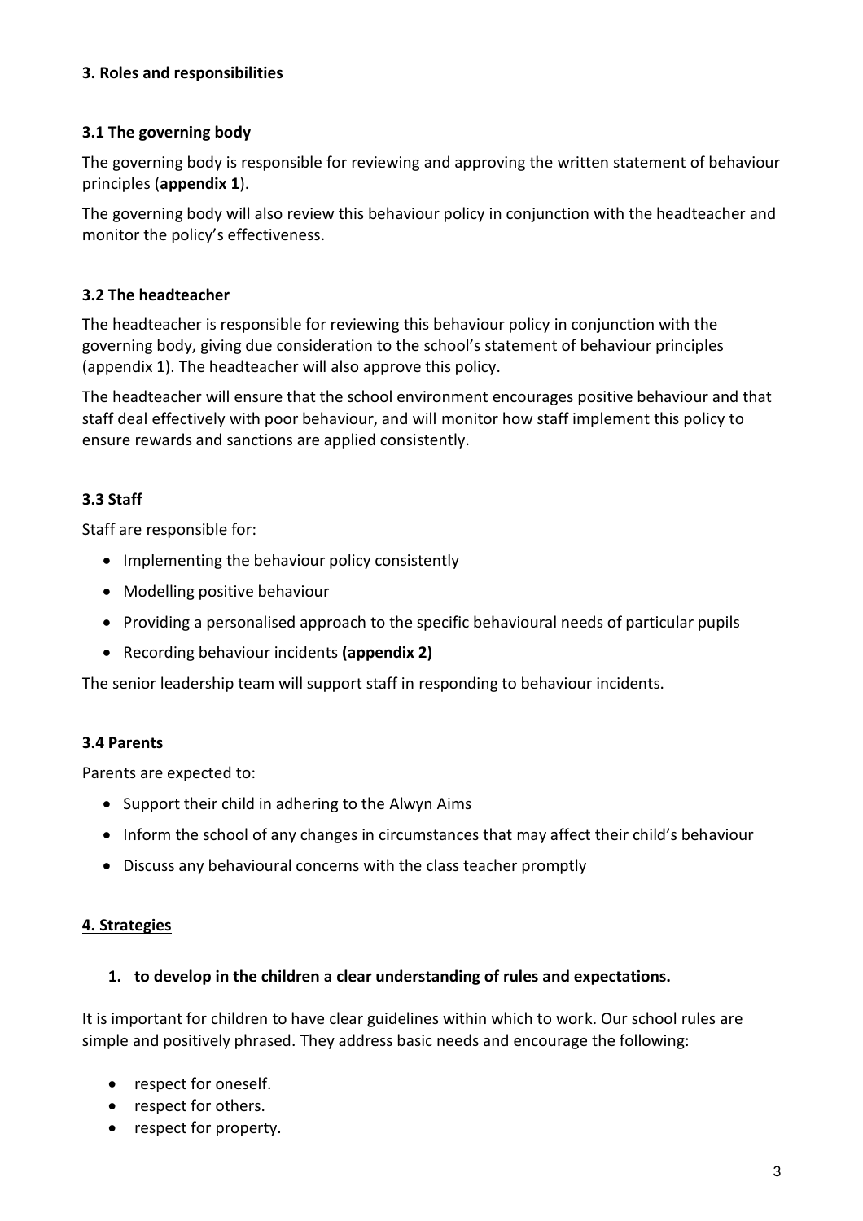## 3. Roles and responsibilities

### 3.1 The governing body

The governing body is responsible for reviewing and approving the written statement of behaviour principles (**appendix 1**).

The governing body will also review this behaviour policy in conjunction with the headteacher and monitor the policy's effectiveness.

### 3.2 The headteacher

The headteacher is responsible for reviewing this behaviour policy in conjunction with the governing body, giving due consideration to the school's statement of behaviour principles (appendix 1). The headteacher will also approve this policy.

The headteacher will ensure that the school environment encourages positive behaviour and that staff deal effectively with poor behaviour, and will monitor how staff implement this policy to ensure rewards and sanctions are applied consistently.

### 3.3 Staff

Staff are responsible for:

- Implementing the behaviour policy consistently
- Modelling positive behaviour
- Providing a personalised approach to the specific behavioural needs of particular pupils
- Recording behaviour incidents **(appendix 2)**

The senior leadership team will support staff in responding to behaviour incidents.

### 3.4 Parents

Parents are expected to:

- Support their child in adhering to the Alwyn Aims
- Inform the school of any changes in circumstances that may affect their child's behaviour
- Discuss any behavioural concerns with the class teacher promptly

## 4. Strategies

1. **to develop in the children a clear understanding of rules and expectations.**

It is important for children to have clear guidelines within which to work. Our school rules are simple and positively phrased. They address basic needs and encourage the following:

- respect for oneself.
- respect for others.
- respect for property.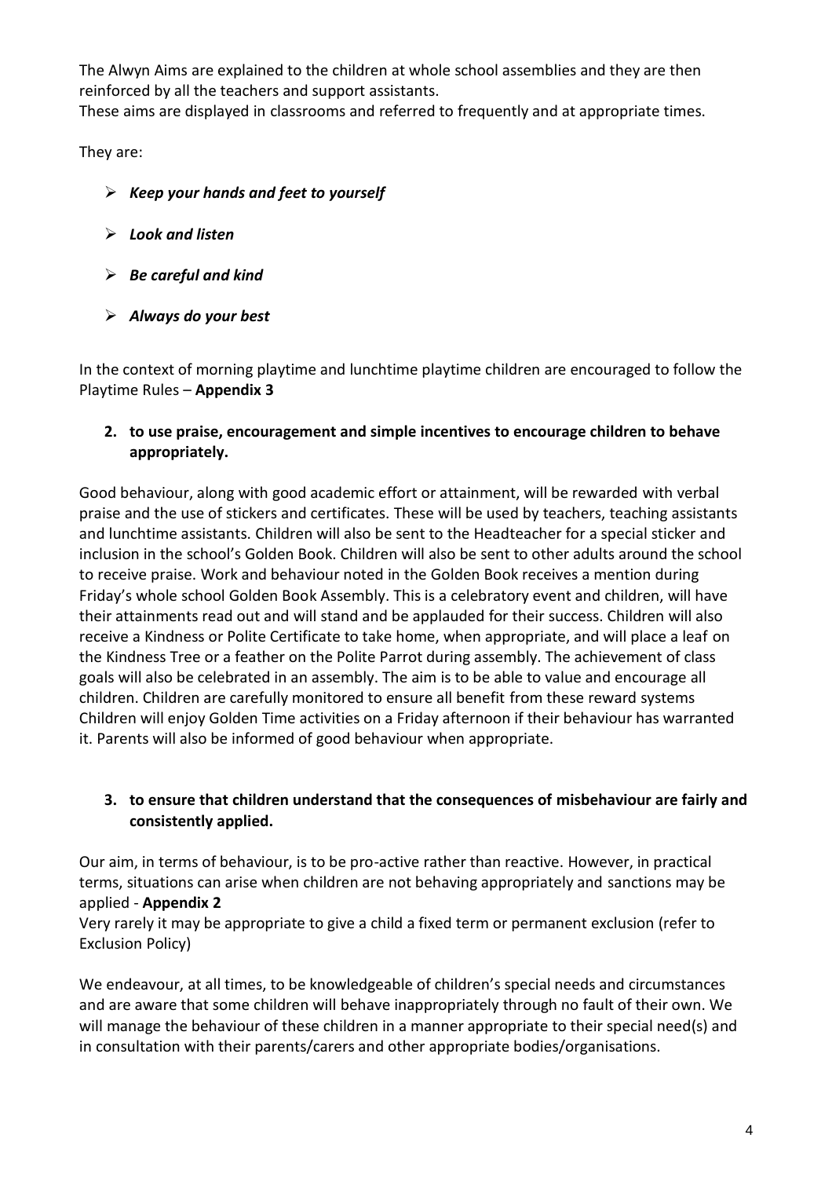The Alwyn Aims are explained to the children at whole school assemblies and they are then reinforced by all the teachers and support assistants.
These aims are displayed in classrooms and referred to frequently and at appropriate times.

They are:

- ***Keep your hands and feet to yourself***
- ***Look and listen***
- ***Be careful and kind***
- ***Always do your best***

In the context of morning playtime and lunchtime playtime children are encouraged to follow the Playtime Rules – **Appendix 3**

**2. to use praise, encouragement and simple incentives to encourage children to behave appropriately.**

Good behaviour, along with good academic effort or attainment, will be rewarded with verbal praise and the use of stickers and certificates. These will be used by teachers, teaching assistants and lunchtime assistants. Children will also be sent to the Headteacher for a special sticker and inclusion in the school's Golden Book. Children will also be sent to other adults around the school to receive praise. Work and behaviour noted in the Golden Book receives a mention during Friday's whole school Golden Book Assembly. This is a celebratory event and children, will have their attainments read out and will stand and be applauded for their success. Children will also receive a Kindness or Polite Certificate to take home, when appropriate, and will place a leaf on the Kindness Tree or a feather on the Polite Parrot during assembly. The achievement of class goals will also be celebrated in an assembly. The aim is to be able to value and encourage all children. Children are carefully monitored to ensure all benefit from these reward systems Children will enjoy Golden Time activities on a Friday afternoon if their behaviour has warranted it. Parents will also be informed of good behaviour when appropriate.

**3. to ensure that children understand that the consequences of misbehaviour are fairly and consistently applied.**

Our aim, in terms of behaviour, is to be pro-active rather than reactive. However, in practical terms, situations can arise when children are not behaving appropriately and sanctions may be applied - **Appendix 2**
Very rarely it may be appropriate to give a child a fixed term or permanent exclusion (refer to Exclusion Policy)

We endeavour, at all times, to be knowledgeable of children's special needs and circumstances and are aware that some children will behave inappropriately through no fault of their own. We will manage the behaviour of these children in a manner appropriate to their special need(s) and in consultation with their parents/carers and other appropriate bodies/organisations.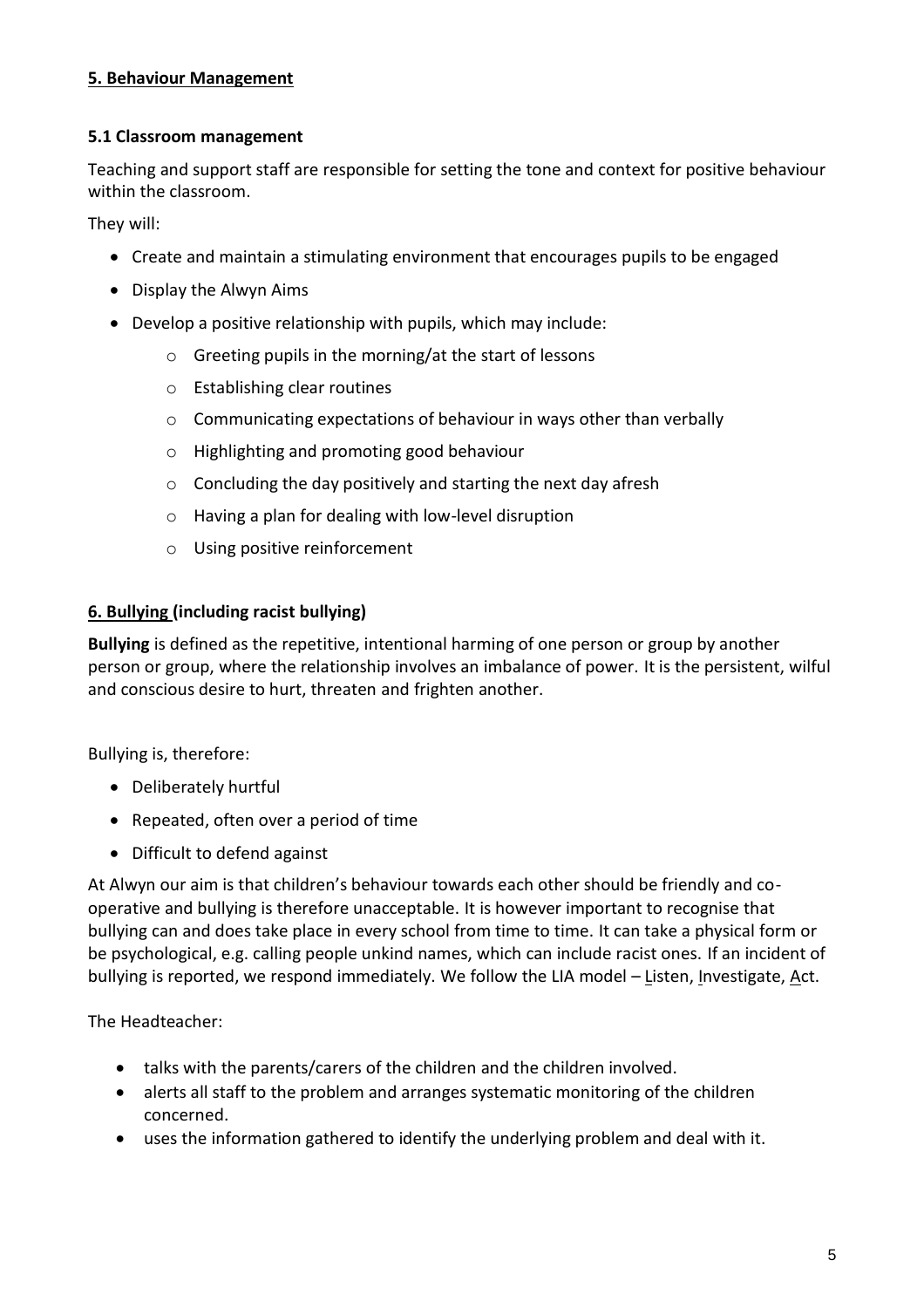## 5. Behaviour Management

### 5.1 Classroom management

Teaching and support staff are responsible for setting the tone and context for positive behaviour within the classroom.

They will:

- Create and maintain a stimulating environment that encourages pupils to be engaged
- Display the Alwyn Aims
- Develop a positive relationship with pupils, which may include:
  - Greeting pupils in the morning/at the start of lessons
  - Establishing clear routines
  - Communicating expectations of behaviour in ways other than verbally
  - Highlighting and promoting good behaviour
  - Concluding the day positively and starting the next day afresh
  - Having a plan for dealing with low-level disruption
  - Using positive reinforcement

## 6. Bullying (including racist bullying)

**Bullying** is defined as the repetitive, intentional harming of one person or group by another person or group, where the relationship involves an imbalance of power. It is the persistent, wilful and conscious desire to hurt, threaten and frighten another.

Bullying is, therefore:

- Deliberately hurtful
- Repeated, often over a period of time
- Difficult to defend against

At Alwyn our aim is that children's behaviour towards each other should be friendly and co-operative and bullying is therefore unacceptable. It is however important to recognise that bullying can and does take place in every school from time to time. It can take a physical form or be psychological, e.g. calling people unkind names, which can include racist ones. If an incident of bullying is reported, we respond immediately. We follow the LIA model – Listen, Investigate, Act.

The Headteacher:

- talks with the parents/carers of the children and the children involved.
- alerts all staff to the problem and arranges systematic monitoring of the children concerned.
- uses the information gathered to identify the underlying problem and deal with it.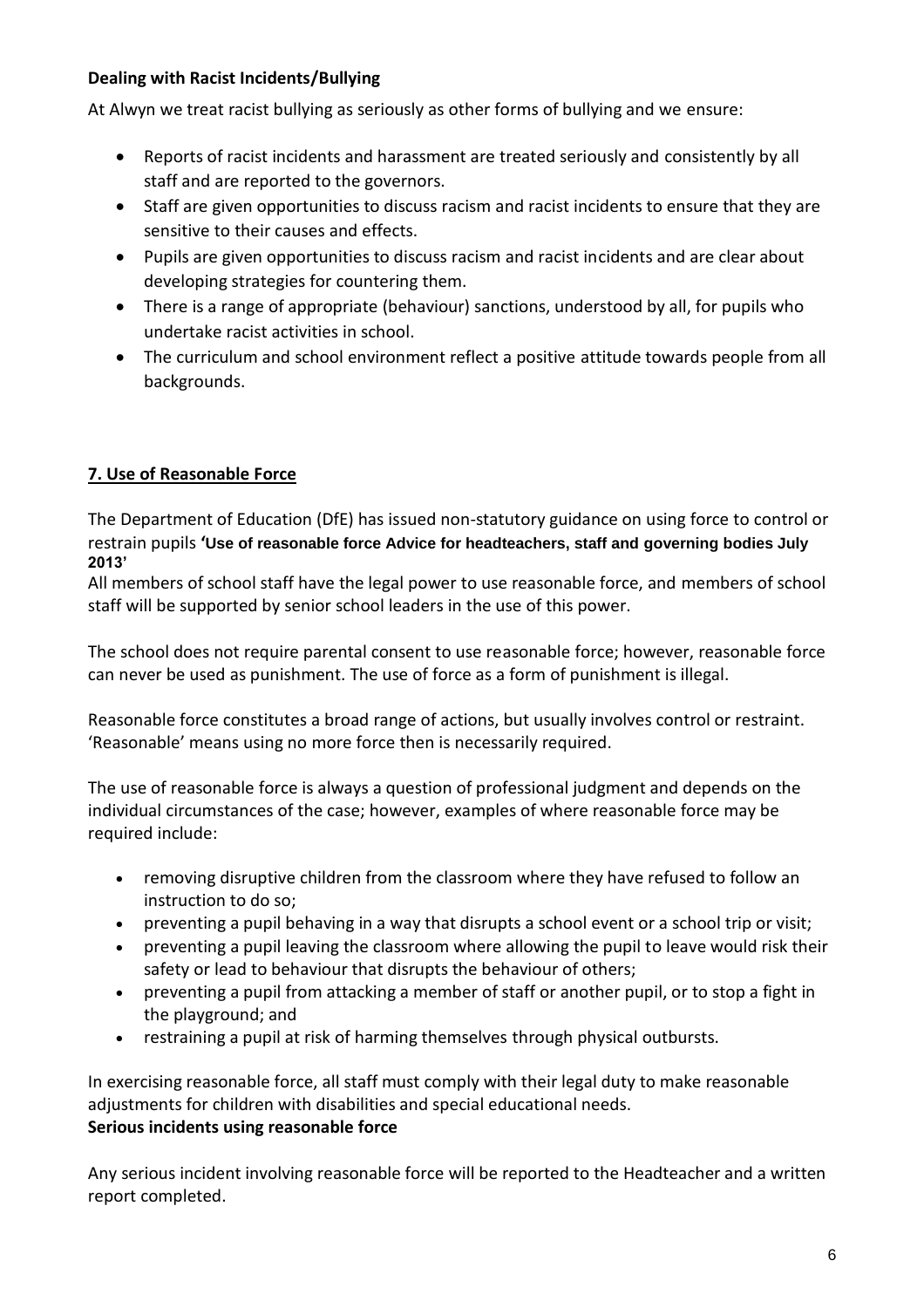**Dealing with Racist Incidents/Bullying**

At Alwyn we treat racist bullying as seriously as other forms of bullying and we ensure:

- Reports of racist incidents and harassment are treated seriously and consistently by all staff and are reported to the governors.
- Staff are given opportunities to discuss racism and racist incidents to ensure that they are sensitive to their causes and effects.
- Pupils are given opportunities to discuss racism and racist incidents and are clear about developing strategies for countering them.
- There is a range of appropriate (behaviour) sanctions, understood by all, for pupils who undertake racist activities in school.
- The curriculum and school environment reflect a positive attitude towards people from all backgrounds.

## 7. Use of Reasonable Force

The Department of Education (DfE) has issued non-statutory guidance on using force to control or restrain pupils **'Use of reasonable force Advice for headteachers, staff and governing bodies July 2013'**

All members of school staff have the legal power to use reasonable force, and members of school staff will be supported by senior school leaders in the use of this power.

The school does not require parental consent to use reasonable force; however, reasonable force can never be used as punishment. The use of force as a form of punishment is illegal.

Reasonable force constitutes a broad range of actions, but usually involves control or restraint. 'Reasonable' means using no more force then is necessarily required.

The use of reasonable force is always a question of professional judgment and depends on the individual circumstances of the case; however, examples of where reasonable force may be required include:

- removing disruptive children from the classroom where they have refused to follow an instruction to do so;
- preventing a pupil behaving in a way that disrupts a school event or a school trip or visit;
- preventing a pupil leaving the classroom where allowing the pupil to leave would risk their safety or lead to behaviour that disrupts the behaviour of others;
- preventing a pupil from attacking a member of staff or another pupil, or to stop a fight in the playground; and
- restraining a pupil at risk of harming themselves through physical outbursts.

In exercising reasonable force, all staff must comply with their legal duty to make reasonable adjustments for children with disabilities and special educational needs.

**Serious incidents using reasonable force**

Any serious incident involving reasonable force will be reported to the Headteacher and a written report completed.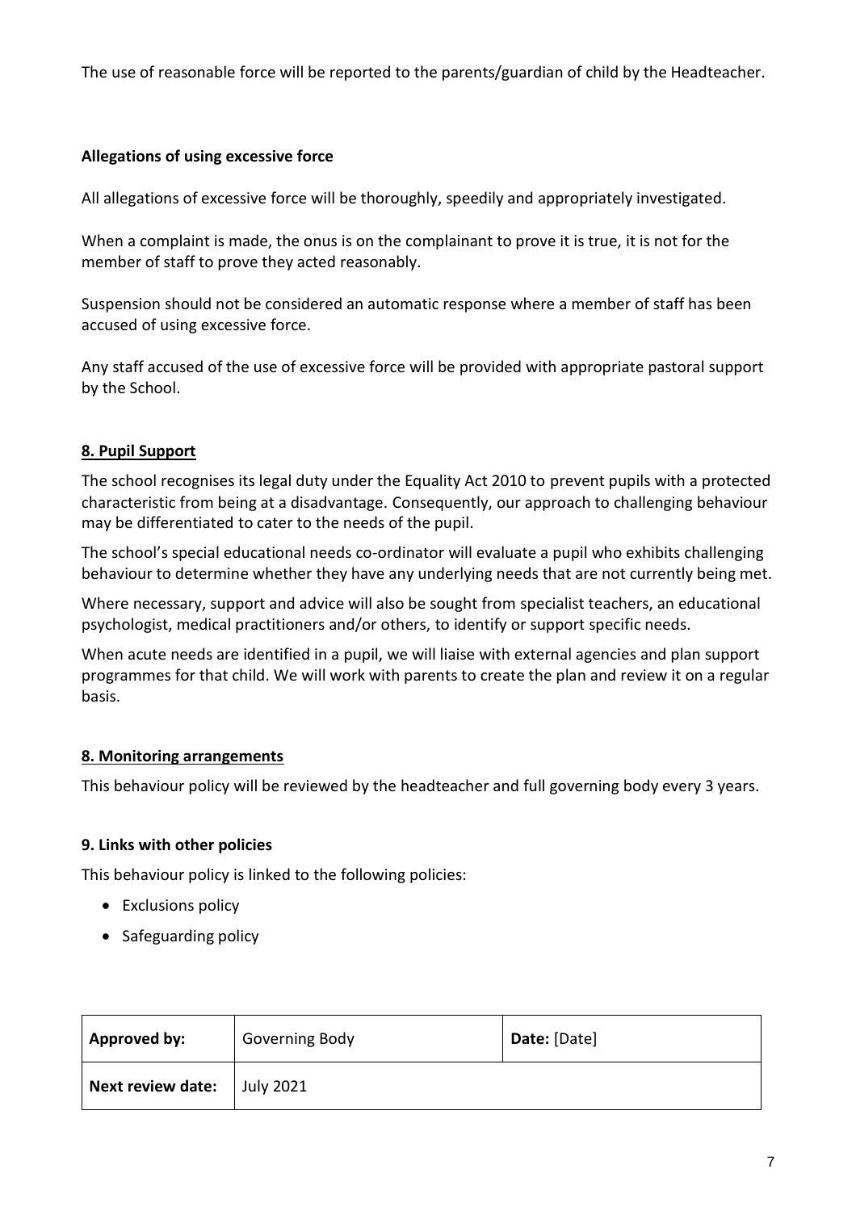The use of reasonable force will be reported to the parents/guardian of child by the Headteacher.

**Allegations of using excessive force**

All allegations of excessive force will be thoroughly, speedily and appropriately investigated.

When a complaint is made, the onus is on the complainant to prove it is true, it is not for the member of staff to prove they acted reasonably.

Suspension should not be considered an automatic response where a member of staff has been accused of using excessive force.

Any staff accused of the use of excessive force will be provided with appropriate pastoral support by the School.

## **8. Pupil Support**

The school recognises its legal duty under the Equality Act 2010 to prevent pupils with a protected characteristic from being at a disadvantage. Consequently, our approach to challenging behaviour may be differentiated to cater to the needs of the pupil.

The school's special educational needs co-ordinator will evaluate a pupil who exhibits challenging behaviour to determine whether they have any underlying needs that are not currently being met.

Where necessary, support and advice will also be sought from specialist teachers, an educational psychologist, medical practitioners and/or others, to identify or support specific needs.

When acute needs are identified in a pupil, we will liaise with external agencies and plan support programmes for that child. We will work with parents to create the plan and review it on a regular basis.

## **8. Monitoring arrangements**

This behaviour policy will be reviewed by the headteacher and full governing body every 3 years.

## **9. Links with other policies**

This behaviour policy is linked to the following policies:

- Exclusions policy
- Safeguarding policy

| **Approved by:** | Governing Body | **Date:** [Date] |
| --- | --- | --- |
| **Next review date:** | July 2021 | |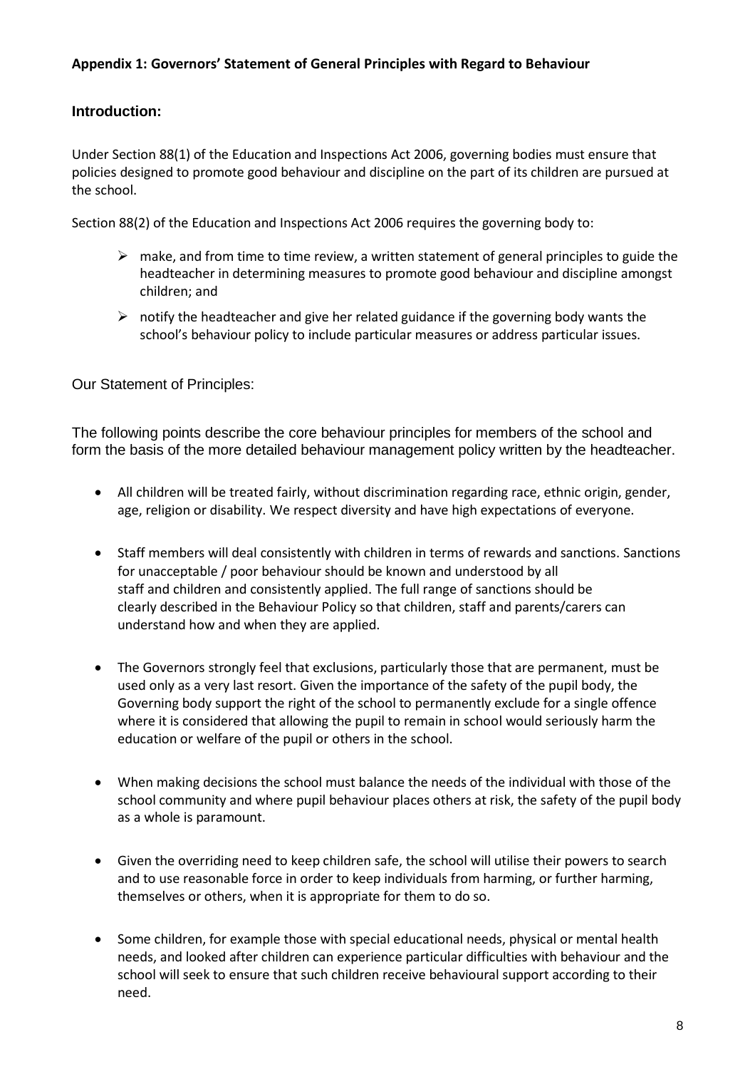## Appendix 1: Governors' Statement of General Principles with Regard to Behaviour

### Introduction:

Under Section 88(1) of the Education and Inspections Act 2006, governing bodies must ensure that policies designed to promote good behaviour and discipline on the part of its children are pursued at the school.

Section 88(2) of the Education and Inspections Act 2006 requires the governing body to:

- make, and from time to time review, a written statement of general principles to guide the headteacher in determining measures to promote good behaviour and discipline amongst children; and
- notify the headteacher and give her related guidance if the governing body wants the school's behaviour policy to include particular measures or address particular issues.

### Our Statement of Principles:

The following points describe the core behaviour principles for members of the school and form the basis of the more detailed behaviour management policy written by the headteacher.

- All children will be treated fairly, without discrimination regarding race, ethnic origin, gender, age, religion or disability. We respect diversity and have high expectations of everyone.
- Staff members will deal consistently with children in terms of rewards and sanctions. Sanctions for unacceptable / poor behaviour should be known and understood by all staff and children and consistently applied. The full range of sanctions should be clearly described in the Behaviour Policy so that children, staff and parents/carers can understand how and when they are applied.
- The Governors strongly feel that exclusions, particularly those that are permanent, must be used only as a very last resort. Given the importance of the safety of the pupil body, the Governing body support the right of the school to permanently exclude for a single offence where it is considered that allowing the pupil to remain in school would seriously harm the education or welfare of the pupil or others in the school.
- When making decisions the school must balance the needs of the individual with those of the school community and where pupil behaviour places others at risk, the safety of the pupil body as a whole is paramount.
- Given the overriding need to keep children safe, the school will utilise their powers to search and to use reasonable force in order to keep individuals from harming, or further harming, themselves or others, when it is appropriate for them to do so.
- Some children, for example those with special educational needs, physical or mental health needs, and looked after children can experience particular difficulties with behaviour and the school will seek to ensure that such children receive behavioural support according to their need.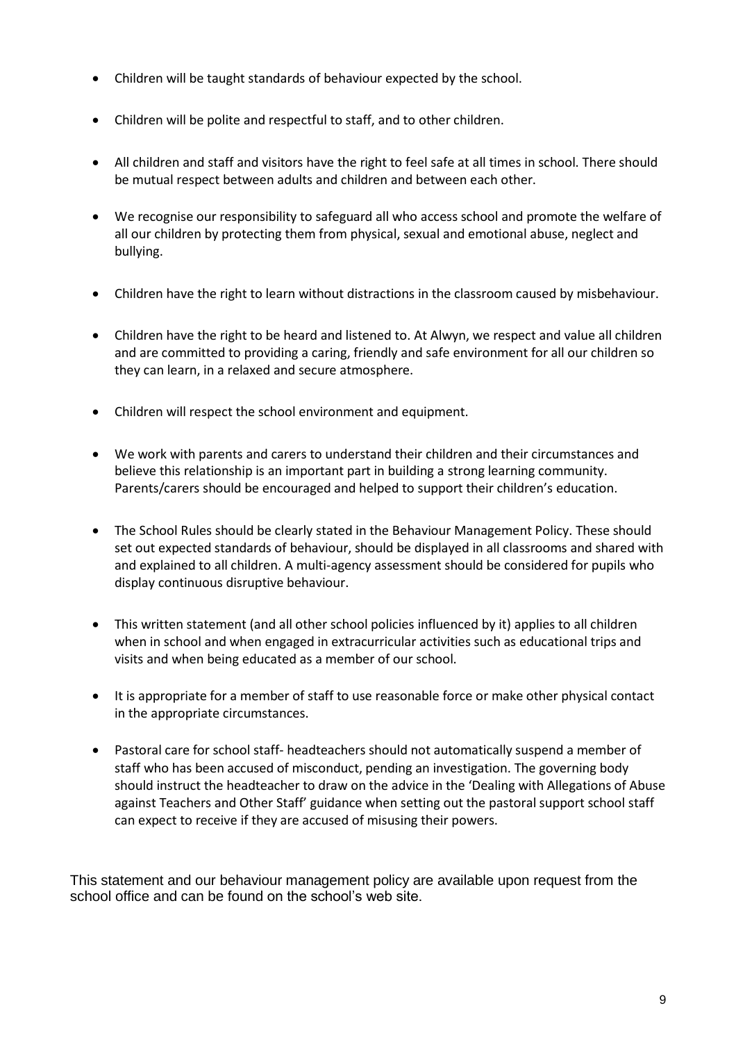- Children will be taught standards of behaviour expected by the school.
- Children will be polite and respectful to staff, and to other children.
- All children and staff and visitors have the right to feel safe at all times in school. There should be mutual respect between adults and children and between each other.
- We recognise our responsibility to safeguard all who access school and promote the welfare of all our children by protecting them from physical, sexual and emotional abuse, neglect and bullying.
- Children have the right to learn without distractions in the classroom caused by misbehaviour.
- Children have the right to be heard and listened to. At Alwyn, we respect and value all children and are committed to providing a caring, friendly and safe environment for all our children so they can learn, in a relaxed and secure atmosphere.
- Children will respect the school environment and equipment.
- We work with parents and carers to understand their children and their circumstances and believe this relationship is an important part in building a strong learning community. Parents/carers should be encouraged and helped to support their children's education.
- The School Rules should be clearly stated in the Behaviour Management Policy. These should set out expected standards of behaviour, should be displayed in all classrooms and shared with and explained to all children. A multi-agency assessment should be considered for pupils who display continuous disruptive behaviour.
- This written statement (and all other school policies influenced by it) applies to all children when in school and when engaged in extracurricular activities such as educational trips and visits and when being educated as a member of our school.
- It is appropriate for a member of staff to use reasonable force or make other physical contact in the appropriate circumstances.
- Pastoral care for school staff- headteachers should not automatically suspend a member of staff who has been accused of misconduct, pending an investigation. The governing body should instruct the headteacher to draw on the advice in the 'Dealing with Allegations of Abuse against Teachers and Other Staff' guidance when setting out the pastoral support school staff can expect to receive if they are accused of misusing their powers.

This statement and our behaviour management policy are available upon request from the school office and can be found on the school's web site.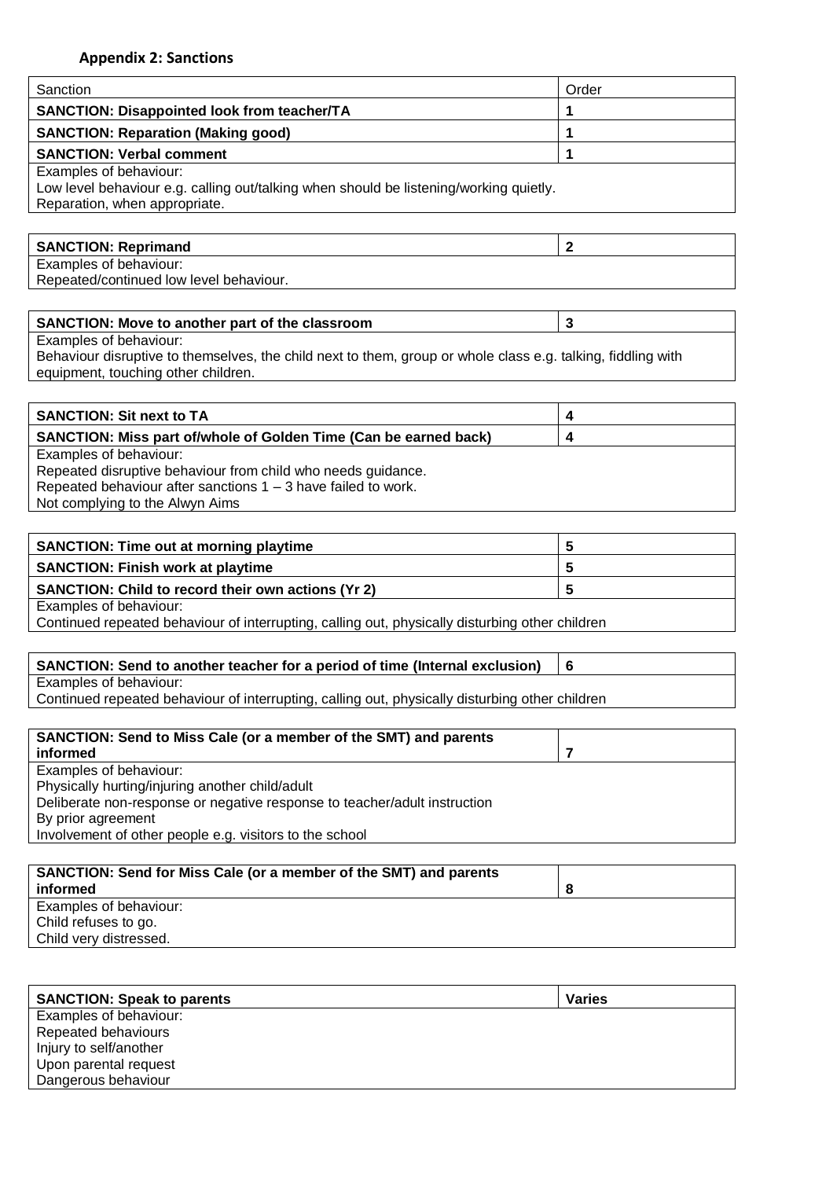## Appendix 2: Sanctions

| Sanction | Order |
| --- | --- |
| **SANCTION: Disappointed look from teacher/TA** | **1** |
| **SANCTION: Reparation (Making good)** | **1** |
| **SANCTION: Verbal comment** | **1** |
| Examples of behaviour:<br>Low level behaviour e.g. calling out/talking when should be listening/working quietly.<br>Reparation, when appropriate. | |

| **SANCTION: Reprimand** | **2** |
| --- | --- |
| Examples of behaviour:<br>Repeated/continued low level behaviour. | |

| **SANCTION: Move to another part of the classroom** | **3** |
| --- | --- |
| Examples of behaviour:<br>Behaviour disruptive to themselves, the child next to them, group or whole class e.g. talking, fiddling with equipment, touching other children. | |

| **SANCTION: Sit next to TA** | **4** |
| --- | --- |
| **SANCTION: Miss part of/whole of Golden Time (Can be earned back)** | **4** |
| Examples of behaviour:<br>Repeated disruptive behaviour from child who needs guidance.<br>Repeated behaviour after sanctions 1 – 3 have failed to work.<br>Not complying to the Alwyn Aims | |

| **SANCTION: Time out at morning playtime** | **5** |
| --- | --- |
| **SANCTION: Finish work at playtime** | **5** |
| **SANCTION: Child to record their own actions (Yr 2)** | **5** |
| Examples of behaviour:<br>Continued repeated behaviour of interrupting, calling out, physically disturbing other children | |

| **SANCTION: Send to another teacher for a period of time (Internal exclusion)** | **6** |
| --- | --- |
| Examples of behaviour:<br>Continued repeated behaviour of interrupting, calling out, physically disturbing other children | |

| **SANCTION: Send to Miss Cale (or a member of the SMT) and parents informed** | **7** |
| --- | --- |
| Examples of behaviour:<br>Physically hurting/injuring another child/adult<br>Deliberate non-response or negative response to teacher/adult instruction<br>By prior agreement<br>Involvement of other people e.g. visitors to the school | |

| **SANCTION: Send for Miss Cale (or a member of the SMT) and parents informed** | **8** |
| --- | --- |
| Examples of behaviour:<br>Child refuses to go.<br>Child very distressed. | |

| **SANCTION: Speak to parents** | **Varies** |
| --- | --- |
| Examples of behaviour:<br>Repeated behaviours<br>Injury to self/another<br>Upon parental request<br>Dangerous behaviour | |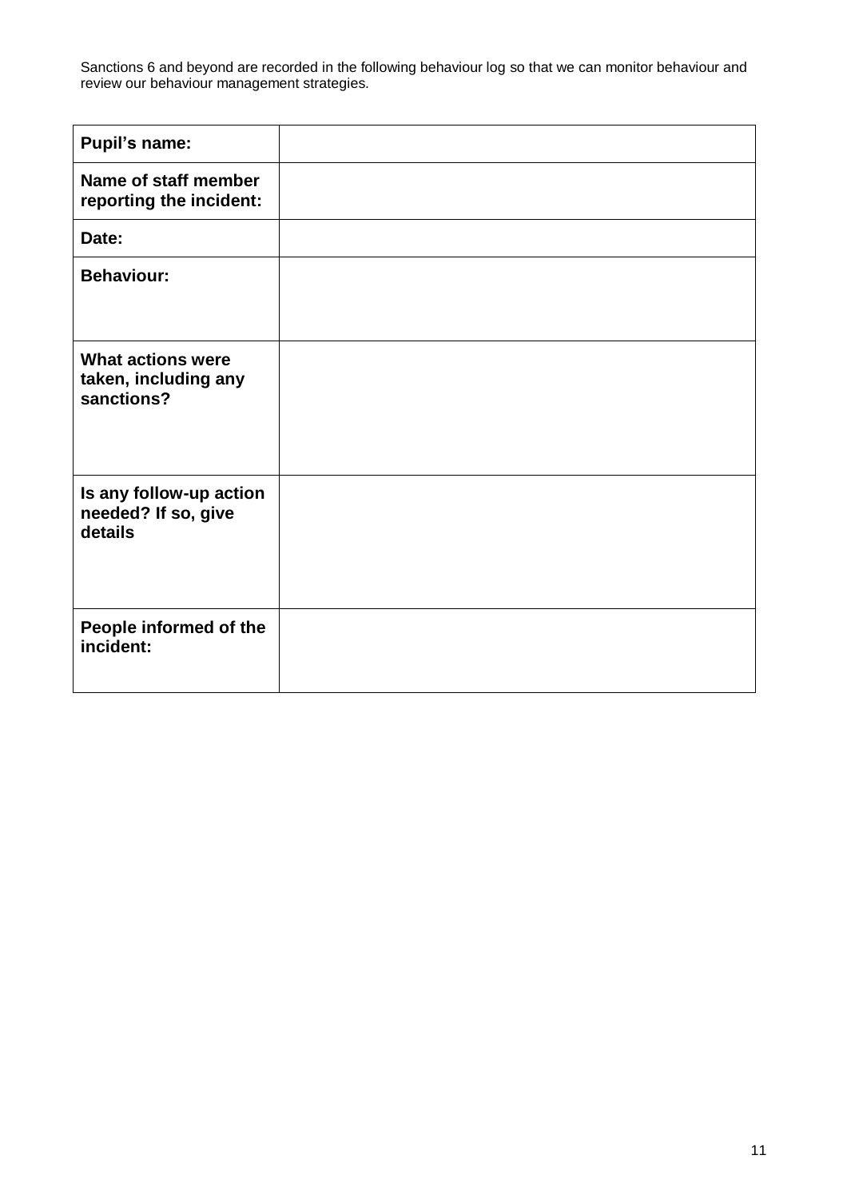Sanctions 6 and beyond are recorded in the following behaviour log so that we can monitor behaviour and review our behaviour management strategies.

| **Pupil's name:** | |
|---|---|
| **Name of staff member reporting the incident:** | |
| **Date:** | |
| **Behaviour:** | |
| **What actions were taken, including any sanctions?** | |
| **Is any follow-up action needed? If so, give details** | |
| **People informed of the incident:** | |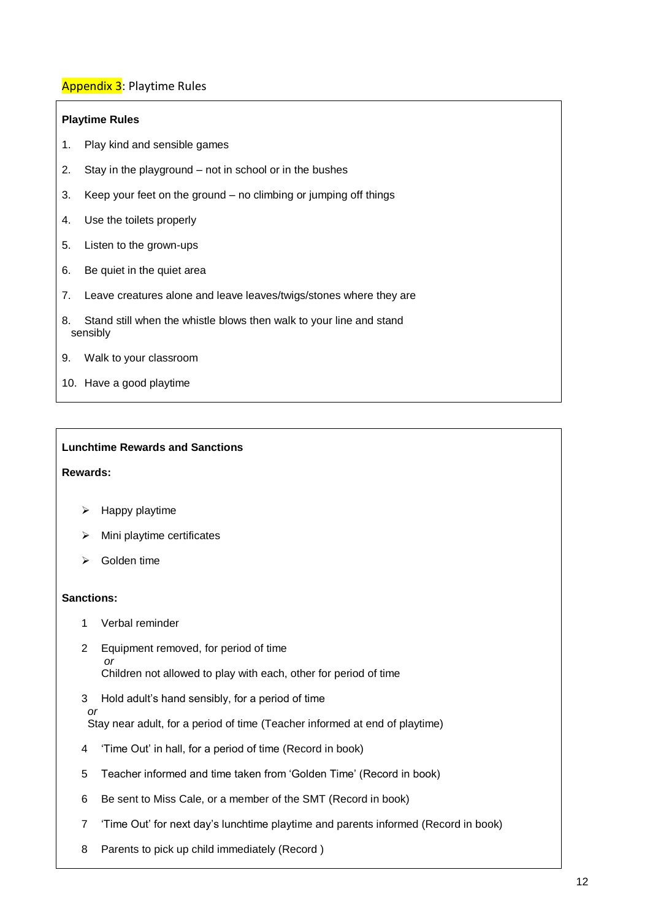## Appendix 3: Playtime Rules

**Playtime Rules**

1. Play kind and sensible games
2. Stay in the playground – not in school or in the bushes
3. Keep your feet on the ground – no climbing or jumping off things
4. Use the toilets properly
5. Listen to the grown-ups
6. Be quiet in the quiet area
7. Leave creatures alone and leave leaves/twigs/stones where they are
8. Stand still when the whistle blows then walk to your line and stand sensibly
9. Walk to your classroom
10. Have a good playtime

**Lunchtime Rewards and Sanctions**

**Rewards:**

- Happy playtime
- Mini playtime certificates
- Golden time

**Sanctions:**

1 Verbal reminder

2 Equipment removed, for period of time
*or*
Children not allowed to play with each, other for period of time

3 Hold adult's hand sensibly, for a period of time
*or*
Stay near adult, for a period of time (Teacher informed at end of playtime)

4 'Time Out' in hall, for a period of time (Record in book)

5 Teacher informed and time taken from 'Golden Time' (Record in book)

6 Be sent to Miss Cale, or a member of the SMT (Record in book)

7 'Time Out' for next day's lunchtime playtime and parents informed (Record in book)

8 Parents to pick up child immediately (Record )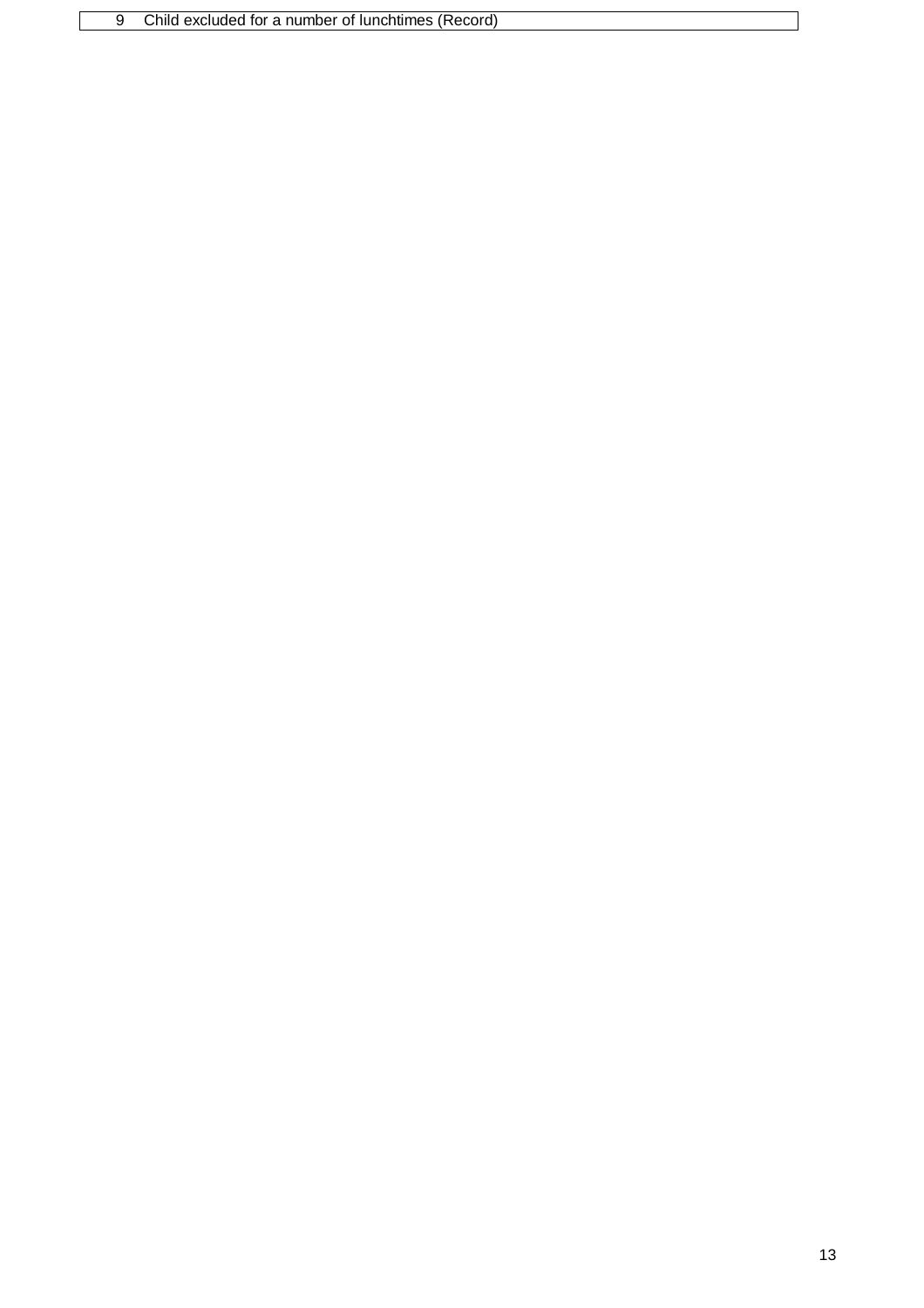| | |
|---|---|
| 9 | Child excluded for a number of lunchtimes (Record) |